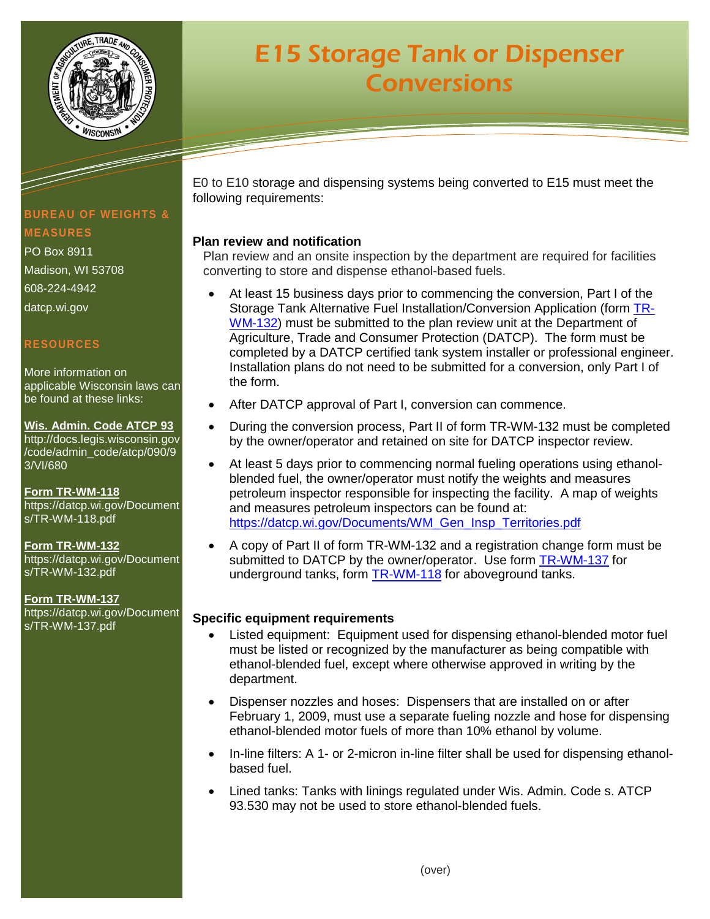# E15 Storage Tank or Dispenser Conversions

**BUREAU OF WEIGHTS & MEASURES**

PO Box 8911
Madison, WI 53708
608-224-4942
datcp.wi.gov

**RESOURCES**

More information on applicable Wisconsin laws can be found at these links:

**Wis. Admin. Code ATCP 93**
http://docs.legis.wisconsin.gov/code/admin_code/atcp/090/93/VI/680

**Form TR-WM-118**
https://datcp.wi.gov/Documents/TR-WM-118.pdf

**Form TR-WM-132**
https://datcp.wi.gov/Documents/TR-WM-132.pdf

**Form TR-WM-137**
https://datcp.wi.gov/Documents/TR-WM-137.pdf

E0 to E10 storage and dispensing systems being converted to E15 must meet the following requirements:

**Plan review and notification**

Plan review and an onsite inspection by the department are required for facilities converting to store and dispense ethanol-based fuels.

- At least 15 business days prior to commencing the conversion, Part I of the Storage Tank Alternative Fuel Installation/Conversion Application (form TR-WM-132) must be submitted to the plan review unit at the Department of Agriculture, Trade and Consumer Protection (DATCP). The form must be completed by a DATCP certified tank system installer or professional engineer. Installation plans do not need to be submitted for a conversion, only Part I of the form.
- After DATCP approval of Part I, conversion can commence.
- During the conversion process, Part II of form TR-WM-132 must be completed by the owner/operator and retained on site for DATCP inspector review.
- At least 5 days prior to commencing normal fueling operations using ethanol-blended fuel, the owner/operator must notify the weights and measures petroleum inspector responsible for inspecting the facility. A map of weights and measures petroleum inspectors can be found at: https://datcp.wi.gov/Documents/WM_Gen_Insp_Territories.pdf
- A copy of Part II of form TR-WM-132 and a registration change form must be submitted to DATCP by the owner/operator. Use form TR-WM-137 for underground tanks, form TR-WM-118 for aboveground tanks.

**Specific equipment requirements**

- Listed equipment: Equipment used for dispensing ethanol-blended motor fuel must be listed or recognized by the manufacturer as being compatible with ethanol-blended fuel, except where otherwise approved in writing by the department.
- Dispenser nozzles and hoses: Dispensers that are installed on or after February 1, 2009, must use a separate fueling nozzle and hose for dispensing ethanol-blended motor fuels of more than 10% ethanol by volume.
- In-line filters: A 1- or 2-micron in-line filter shall be used for dispensing ethanol-based fuel.
- Lined tanks: Tanks with linings regulated under Wis. Admin. Code s. ATCP 93.530 may not be used to store ethanol-blended fuels.

(over)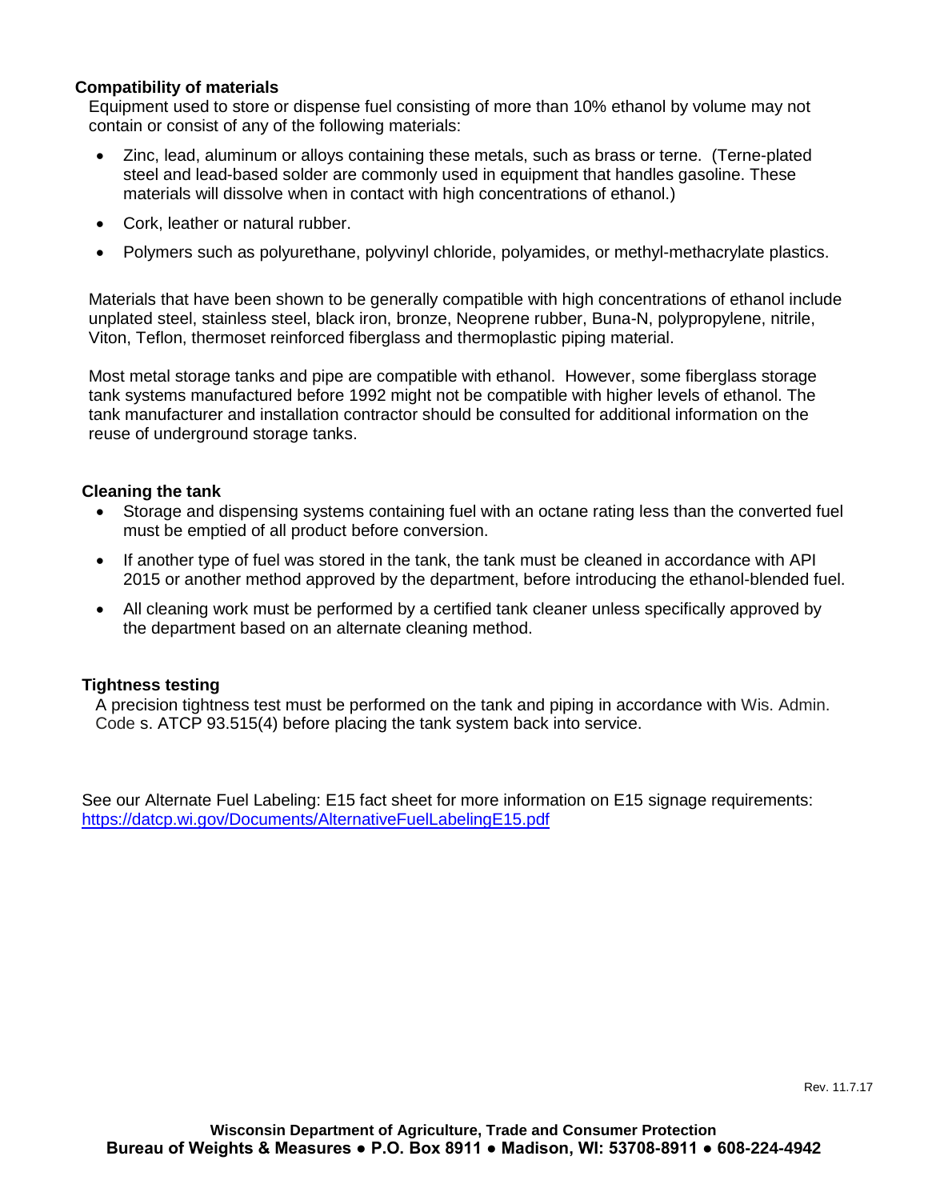### Compatibility of materials

Equipment used to store or dispense fuel consisting of more than 10% ethanol by volume may not contain or consist of any of the following materials:

- Zinc, lead, aluminum or alloys containing these metals, such as brass or terne. (Terne-plated steel and lead-based solder are commonly used in equipment that handles gasoline. These materials will dissolve when in contact with high concentrations of ethanol.)
- Cork, leather or natural rubber.
- Polymers such as polyurethane, polyvinyl chloride, polyamides, or methyl-methacrylate plastics.

Materials that have been shown to be generally compatible with high concentrations of ethanol include unplated steel, stainless steel, black iron, bronze, Neoprene rubber, Buna-N, polypropylene, nitrile, Viton, Teflon, thermoset reinforced fiberglass and thermoplastic piping material.

Most metal storage tanks and pipe are compatible with ethanol. However, some fiberglass storage tank systems manufactured before 1992 might not be compatible with higher levels of ethanol. The tank manufacturer and installation contractor should be consulted for additional information on the reuse of underground storage tanks.

### Cleaning the tank

- Storage and dispensing systems containing fuel with an octane rating less than the converted fuel must be emptied of all product before conversion.
- If another type of fuel was stored in the tank, the tank must be cleaned in accordance with API 2015 or another method approved by the department, before introducing the ethanol-blended fuel.
- All cleaning work must be performed by a certified tank cleaner unless specifically approved by the department based on an alternate cleaning method.

### Tightness testing

A precision tightness test must be performed on the tank and piping in accordance with Wis. Admin. Code s. ATCP 93.515(4) before placing the tank system back into service.

See our Alternate Fuel Labeling: E15 fact sheet for more information on E15 signage requirements: https://datcp.wi.gov/Documents/AlternativeFuelLabelingE15.pdf

Rev. 11.7.17

**Wisconsin Department of Agriculture, Trade and Consumer Protection**
**Bureau of Weights & Measures ● P.O. Box 8911 ● Madison, WI: 53708-8911 ● 608-224-4942**